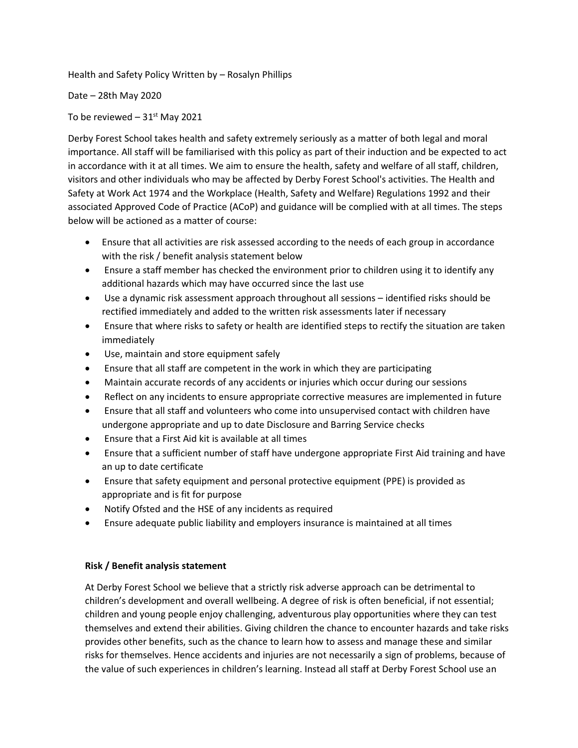Health and Safety Policy Written by – Rosalyn Phillips

Date – 28th May 2020

To be reviewed – 31st May 2021

Derby Forest School takes health and safety extremely seriously as a matter of both legal and moral importance. All staff will be familiarised with this policy as part of their induction and be expected to act in accordance with it at all times. We aim to ensure the health, safety and welfare of all staff, children, visitors and other individuals who may be affected by Derby Forest School's activities. The Health and Safety at Work Act 1974 and the Workplace (Health, Safety and Welfare) Regulations 1992 and their associated Approved Code of Practice (ACoP) and guidance will be complied with at all times. The steps below will be actioned as a matter of course:

- Ensure that all activities are risk assessed according to the needs of each group in accordance with the risk / benefit analysis statement below
- Ensure a staff member has checked the environment prior to children using it to identify any additional hazards which may have occurred since the last use
- Use a dynamic risk assessment approach throughout all sessions – identified risks should be rectified immediately and added to the written risk assessments later if necessary
- Ensure that where risks to safety or health are identified steps to rectify the situation are taken immediately
- Use, maintain and store equipment safely
- Ensure that all staff are competent in the work in which they are participating
- Maintain accurate records of any accidents or injuries which occur during our sessions
- Reflect on any incidents to ensure appropriate corrective measures are implemented in future
- Ensure that all staff and volunteers who come into unsupervised contact with children have undergone appropriate and up to date Disclosure and Barring Service checks
- Ensure that a First Aid kit is available at all times
- Ensure that a sufficient number of staff have undergone appropriate First Aid training and have an up to date certificate
- Ensure that safety equipment and personal protective equipment (PPE) is provided as appropriate and is fit for purpose
- Notify Ofsted and the HSE of any incidents as required
- Ensure adequate public liability and employers insurance is maintained at all times

**Risk / Benefit analysis statement**

At Derby Forest School we believe that a strictly risk adverse approach can be detrimental to children's development and overall wellbeing. A degree of risk is often beneficial, if not essential; children and young people enjoy challenging, adventurous play opportunities where they can test themselves and extend their abilities. Giving children the chance to encounter hazards and take risks provides other benefits, such as the chance to learn how to assess and manage these and similar risks for themselves. Hence accidents and injuries are not necessarily a sign of problems, because of the value of such experiences in children's learning. Instead all staff at Derby Forest School use an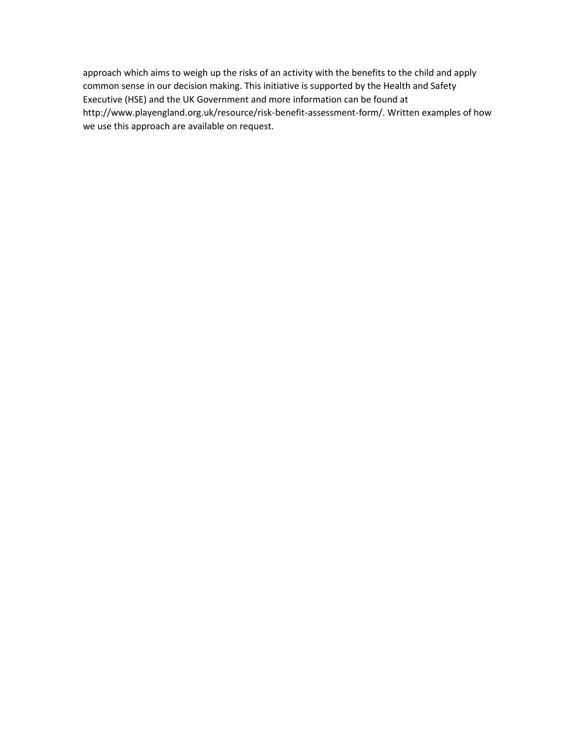approach which aims to weigh up the risks of an activity with the benefits to the child and apply common sense in our decision making. This initiative is supported by the Health and Safety Executive (HSE) and the UK Government and more information can be found at http://www.playengland.org.uk/resource/risk-benefit-assessment-form/. Written examples of how we use this approach are available on request.